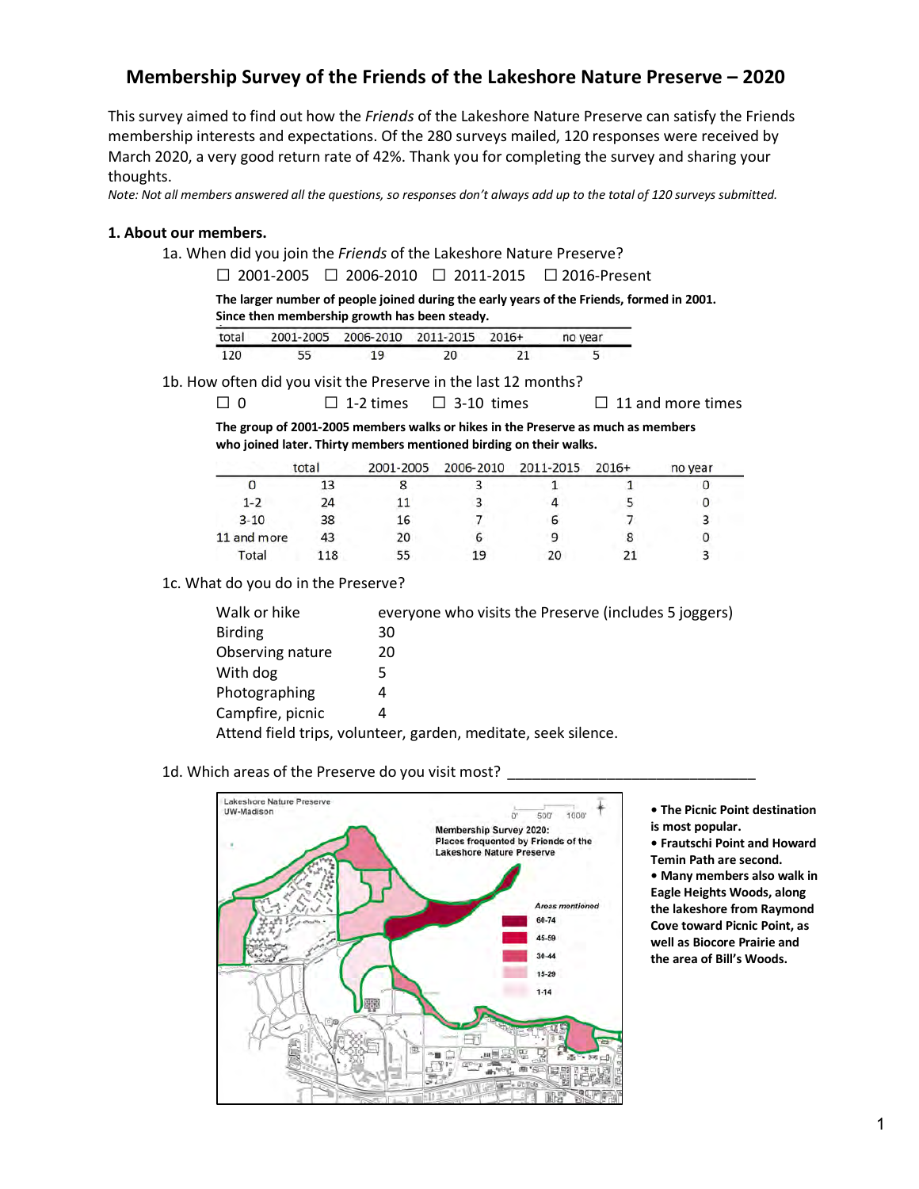# Membership Survey of the Friends of the Lakeshore Nature Preserve – 2020

This survey aimed to find out how the *Friends* of the Lakeshore Nature Preserve can satisfy the Friends membership interests and expectations. Of the 280 surveys mailed, 120 responses were received by March 2020, a very good return rate of 42%. Thank you for completing the survey and sharing your thoughts.

*Note: Not all members answered all the questions, so responses don't always add up to the total of 120 surveys submitted.*

## 1. About our members.

1a. When did you join the *Friends* of the Lakeshore Nature Preserve?

☐ 2001-2005 ☐ 2006-2010 ☐ 2011-2015 ☐ 2016-Present

**The larger number of people joined during the early years of the Friends, formed in 2001. Since then membership growth has been steady.**

| total | 2001-2005 | 2006-2010 | 2011-2015 | 2016+ | no year |
|---|---|---|---|---|---|
| 120 | 55 | 19 | 20 | 21 | 5 |

1b. How often did you visit the Preserve in the last 12 months?

☐ 0 ☐ 1-2 times ☐ 3-10 times ☐ 11 and more times

**The group of 2001-2005 members walks or hikes in the Preserve as much as members who joined later. Thirty members mentioned birding on their walks.**

| | total | 2001-2005 | 2006-2010 | 2011-2015 | 2016+ | no year |
|---|---|---|---|---|---|---|
| 0 | 13 | 8 | 3 | 1 | 1 | 0 |
| 1-2 | 24 | 11 | 3 | 4 | 5 | 0 |
| 3-10 | 38 | 16 | 7 | 6 | 7 | 3 |
| 11 and more | 43 | 20 | 6 | 9 | 8 | 0 |
| Total | 118 | 55 | 19 | 20 | 21 | 3 |

1c. What do you do in the Preserve?

| | |
|---|---|
| Walk or hike | everyone who visits the Preserve (includes 5 joggers) |
| Birding | 30 |
| Observing nature | 20 |
| With dog | 5 |
| Photographing | 4 |
| Campfire, picnic | 4 |

Attend field trips, volunteer, garden, meditate, seek silence.

1d. Which areas of the Preserve do you visit most? ______________________________

Lakeshore Nature Preserve UW-Madison

Membership Survey 2020: Places frequented by Friends of the Lakeshore Nature Preserve

Areas mentioned: 60-74; 45-59; 30-44; 15-29; 1-14

- **The Picnic Point destination is most popular.**
- **Frautschi Point and Howard Temin Path are second.**
- **Many members also walk in Eagle Heights Woods, along the lakeshore from Raymond Cove toward Picnic Point, as well as Biocore Prairie and the area of Bill's Woods.**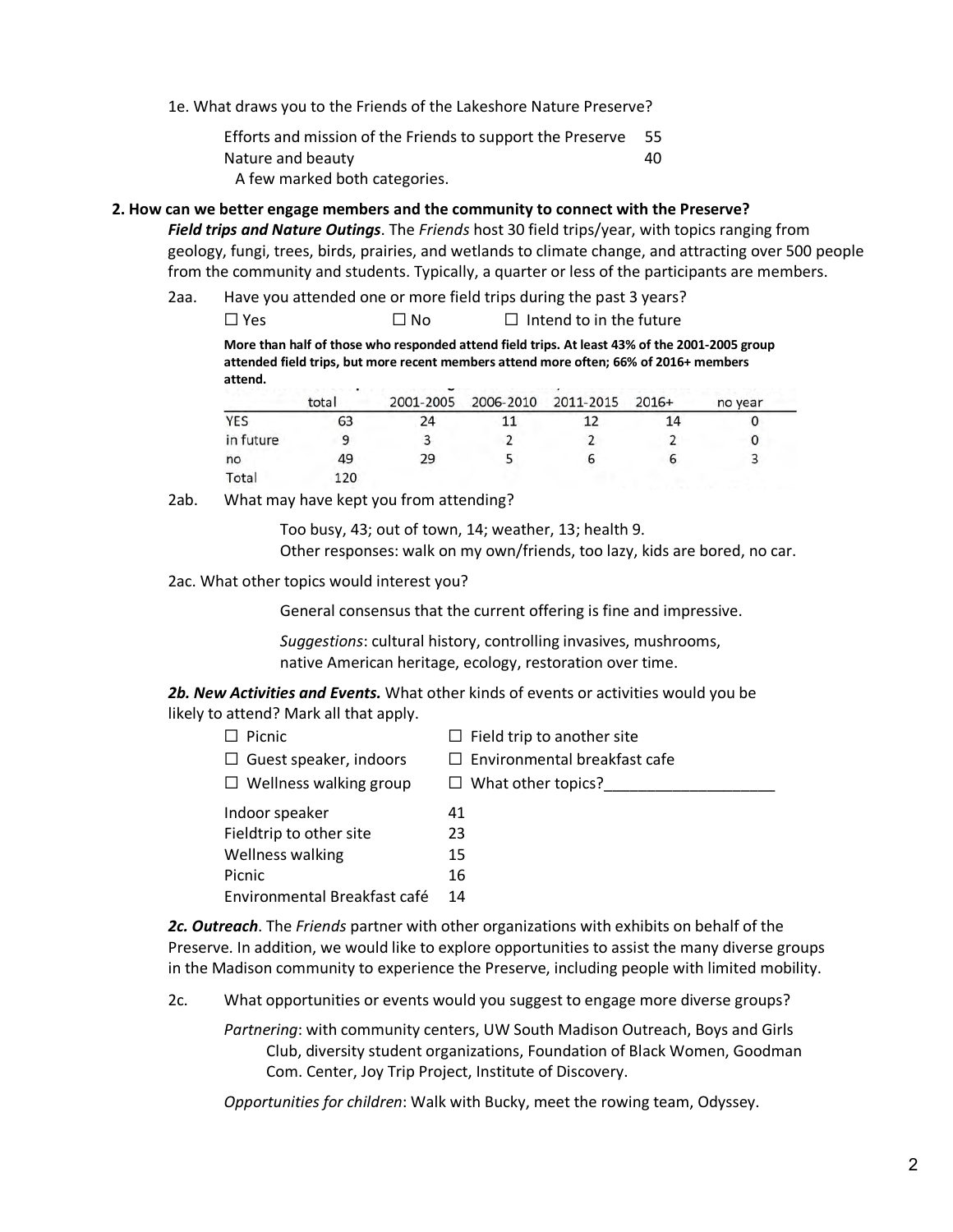1e. What draws you to the Friends of the Lakeshore Nature Preserve?

| | |
|---|---|
| Efforts and mission of the Friends to support the Preserve | 55 |
| Nature and beauty | 40 |

A few marked both categories.

**2. How can we better engage members and the community to connect with the Preserve?**

***Field trips and Nature Outings***. The *Friends* host 30 field trips/year, with topics ranging from geology, fungi, trees, birds, prairies, and wetlands to climate change, and attracting over 500 people from the community and students. Typically, a quarter or less of the participants are members.

2aa. Have you attended one or more field trips during the past 3 years?

☐ Yes ☐ No ☐ Intend to in the future

**More than half of those who responded attend field trips. At least 43% of the 2001-2005 group attended field trips, but more recent members attend more often; 66% of 2016+ members attend.**

| | total | 2001-2005 | 2006-2010 | 2011-2015 | 2016+ | no year |
|---|---|---|---|---|---|---|
| YES | 63 | 24 | 11 | 12 | 14 | 0 |
| in future | 9 | 3 | 2 | 2 | 2 | 0 |
| no | 49 | 29 | 5 | 6 | 6 | 3 |
| Total | 120 | | | | | |

2ab. What may have kept you from attending?

Too busy, 43; out of town, 14; weather, 13; health 9.
Other responses: walk on my own/friends, too lazy, kids are bored, no car.

2ac. What other topics would interest you?

General consensus that the current offering is fine and impressive.

*Suggestions*: cultural history, controlling invasives, mushrooms, native American heritage, ecology, restoration over time.

***2b. New Activities and Events.*** What other kinds of events or activities would you be likely to attend? Mark all that apply.

☐ Picnic ☐ Field trip to another site
☐ Guest speaker, indoors ☐ Environmental breakfast cafe
☐ Wellness walking group ☐ What other topics?____________________

| | |
|---|---|
| Indoor speaker | 41 |
| Fieldtrip to other site | 23 |
| Wellness walking | 15 |
| Picnic | 16 |
| Environmental Breakfast café | 14 |

***2c. Outreach***. The *Friends* partner with other organizations with exhibits on behalf of the Preserve. In addition, we would like to explore opportunities to assist the many diverse groups in the Madison community to experience the Preserve, including people with limited mobility.

2c. What opportunities or events would you suggest to engage more diverse groups?

*Partnering*: with community centers, UW South Madison Outreach, Boys and Girls Club, diversity student organizations, Foundation of Black Women, Goodman Com. Center, Joy Trip Project, Institute of Discovery.

*Opportunities for children*: Walk with Bucky, meet the rowing team, Odyssey.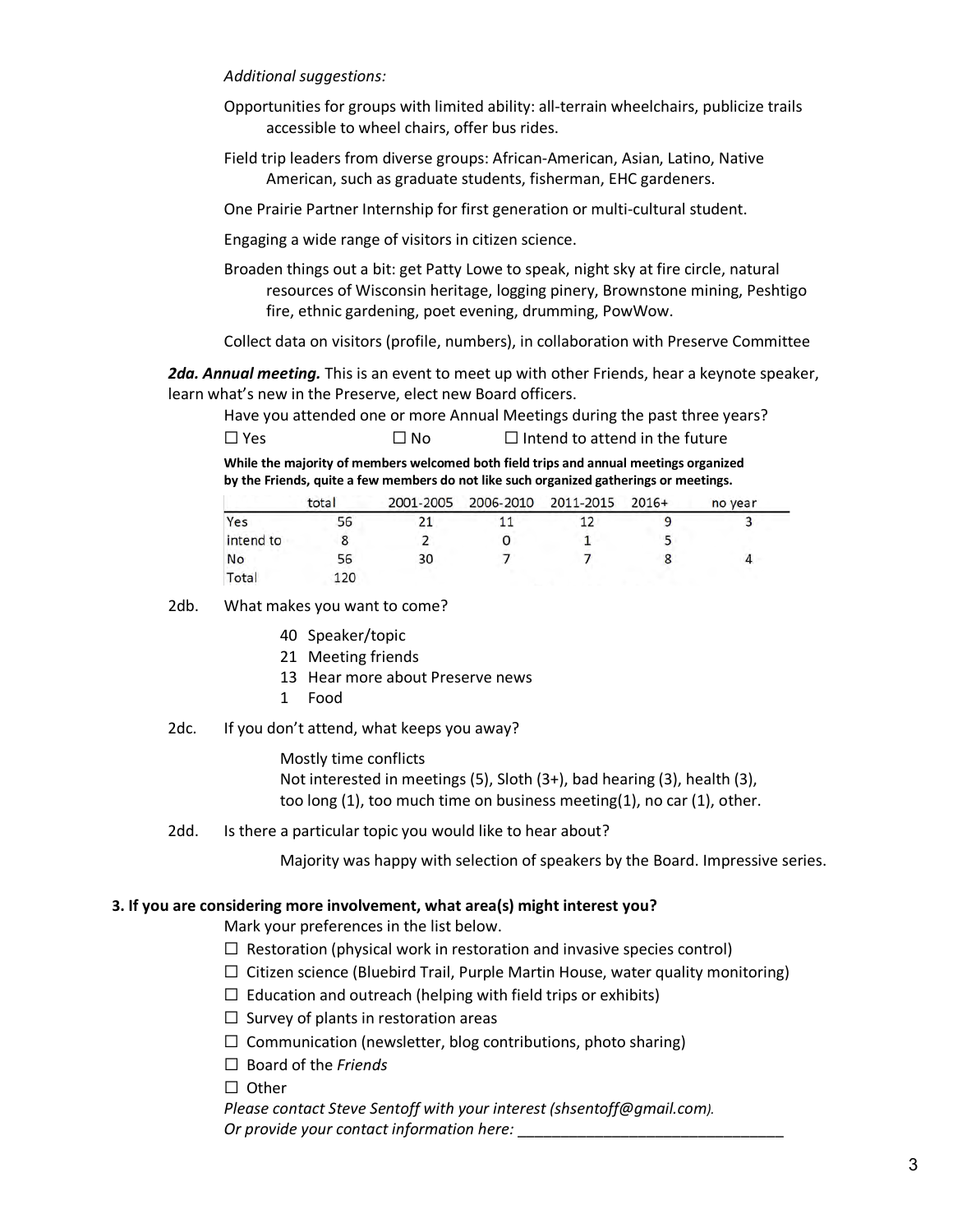*Additional suggestions:*

Opportunities for groups with limited ability: all-terrain wheelchairs, publicize trails accessible to wheel chairs, offer bus rides.

Field trip leaders from diverse groups: African-American, Asian, Latino, Native American, such as graduate students, fisherman, EHC gardeners.

One Prairie Partner Internship for first generation or multi-cultural student.

Engaging a wide range of visitors in citizen science.

Broaden things out a bit: get Patty Lowe to speak, night sky at fire circle, natural resources of Wisconsin heritage, logging pinery, Brownstone mining, Peshtigo fire, ethnic gardening, poet evening, drumming, PowWow.

Collect data on visitors (profile, numbers), in collaboration with Preserve Committee

***2da. Annual meeting.*** This is an event to meet up with other Friends, hear a keynote speaker, learn what's new in the Preserve, elect new Board officers.

Have you attended one or more Annual Meetings during the past three years?

☐ Yes ☐ No ☐ Intend to attend in the future

**While the majority of members welcomed both field trips and annual meetings organized by the Friends, quite a few members do not like such organized gatherings or meetings.**

| | total | 2001-2005 | 2006-2010 | 2011-2015 | 2016+ | no year |
|---|---|---|---|---|---|---|
| Yes | 56 | 21 | 11 | 12 | 9 | 3 |
| intend to | 8 | 2 | 0 | 1 | 5 | |
| No | 56 | 30 | 7 | 7 | 8 | 4 |
| Total | 120 | | | | | |

2db. What makes you want to come?

- 40 Speaker/topic
- 21 Meeting friends
- 13 Hear more about Preserve news
- 1 Food

2dc. If you don't attend, what keeps you away?

Mostly time conflicts
Not interested in meetings (5), Sloth (3+), bad hearing (3), health (3), too long (1), too much time on business meeting(1), no car (1), other.

2dd. Is there a particular topic you would like to hear about?

Majority was happy with selection of speakers by the Board. Impressive series.

**3. If you are considering more involvement, what area(s) might interest you?**

Mark your preferences in the list below.

☐ Restoration (physical work in restoration and invasive species control)
☐ Citizen science (Bluebird Trail, Purple Martin House, water quality monitoring)
☐ Education and outreach (helping with field trips or exhibits)
☐ Survey of plants in restoration areas
☐ Communication (newsletter, blog contributions, photo sharing)
☐ Board of the *Friends*
☐ Other

*Please contact Steve Sentoff with your interest (shsentoff@gmail.com).*
*Or provide your contact information here:* _______________________________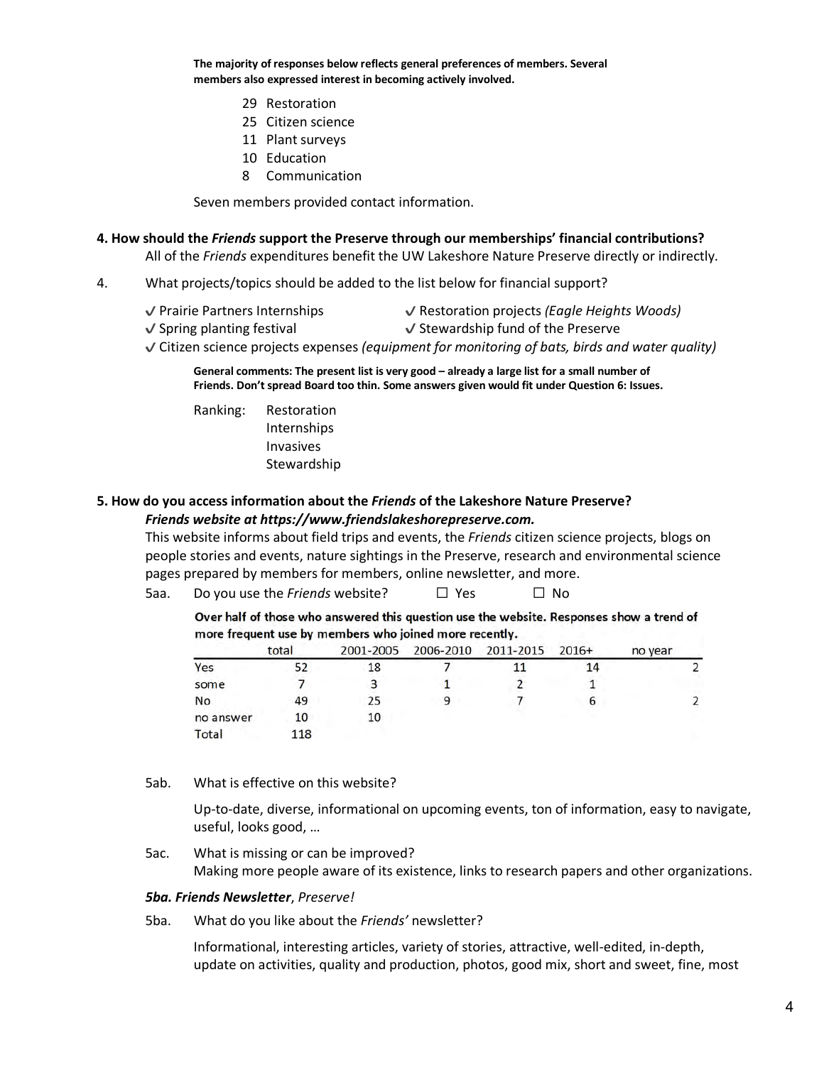**The majority of responses below reflects general preferences of members. Several members also expressed interest in becoming actively involved.**

29 Restoration
25 Citizen science
11 Plant surveys
10 Education
8 Communication

Seven members provided contact information.

**4. How should the *Friends* support the Preserve through our memberships' financial contributions?**

All of the *Friends* expenditures benefit the UW Lakeshore Nature Preserve directly or indirectly.

4. What projects/topics should be added to the list below for financial support?

✓ Prairie Partners Internships
✓ Restoration projects *(Eagle Heights Woods)*
✓ Spring planting festival
✓ Stewardship fund of the Preserve
✓ Citizen science projects expenses *(equipment for monitoring of bats, birds and water quality)*

**General comments: The present list is very good – already a large list for a small number of Friends. Don't spread Board too thin. Some answers given would fit under Question 6: Issues.**

Ranking: Restoration
Internships
Invasives
Stewardship

**5. How do you access information about the *Friends* of the Lakeshore Nature Preserve?**

***Friends website at https://www.friendslakeshorepreserve.com.***

This website informs about field trips and events, the *Friends* citizen science projects, blogs on people stories and events, nature sightings in the Preserve, research and environmental science pages prepared by members for members, online newsletter, and more.

5aa. Do you use the *Friends* website? ☐ Yes ☐ No

**Over half of those who answered this question use the website. Responses show a trend of more frequent use by members who joined more recently.**

| | total | 2001-2005 | 2006-2010 | 2011-2015 | 2016+ | no year |
|---|---|---|---|---|---|---|
| Yes | 52 | 18 | 7 | 11 | 14 | 2 |
| some | 7 | 3 | 1 | 2 | 1 | |
| No | 49 | 25 | 9 | 7 | 6 | 2 |
| no answer | 10 | 10 | | | | |
| Total | 118 | | | | | |

5ab. What is effective on this website?

Up-to-date, diverse, informational on upcoming events, ton of information, easy to navigate, useful, looks good, …

5ac. What is missing or can be improved?
Making more people aware of its existence, links to research papers and other organizations.

***5ba. Friends Newsletter**, Preserve!*

5ba. What do you like about the *Friends'* newsletter?

Informational, interesting articles, variety of stories, attractive, well-edited, in-depth, update on activities, quality and production, photos, good mix, short and sweet, fine, most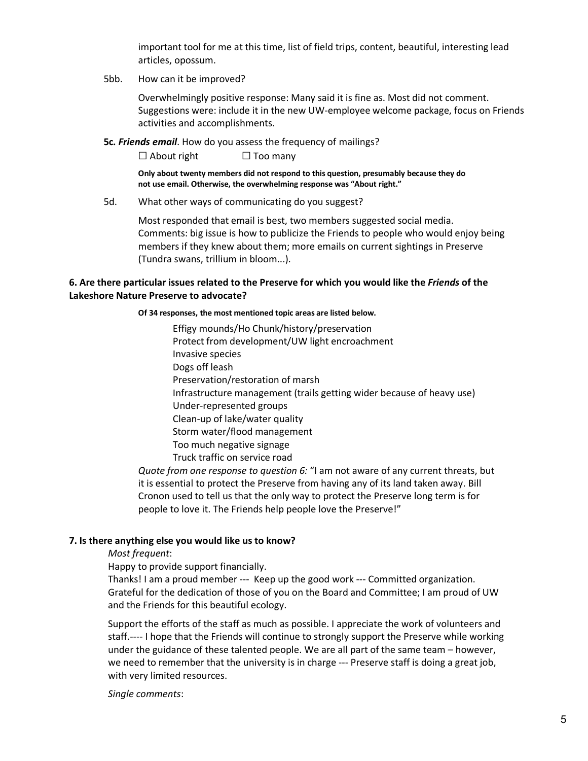important tool for me at this time, list of field trips, content, beautiful, interesting lead articles, opossum.

5bb. How can it be improved?

Overwhelmingly positive response: Many said it is fine as. Most did not comment. Suggestions were: include it in the new UW-employee welcome package, focus on Friends activities and accomplishments.

**5c. *Friends email*.** How do you assess the frequency of mailings?

☐ About right ☐ Too many

**Only about twenty members did not respond to this question, presumably because they do not use email. Otherwise, the overwhelming response was "About right."**

5d. What other ways of communicating do you suggest?

Most responded that email is best, two members suggested social media. Comments: big issue is how to publicize the Friends to people who would enjoy being members if they knew about them; more emails on current sightings in Preserve (Tundra swans, trillium in bloom...).

**6. Are there particular issues related to the Preserve for which you would like the *Friends* of the Lakeshore Nature Preserve to advocate?**

**Of 34 responses, the most mentioned topic areas are listed below.**

- Effigy mounds/Ho Chunk/history/preservation
- Protect from development/UW light encroachment
- Invasive species
- Dogs off leash
- Preservation/restoration of marsh
- Infrastructure management (trails getting wider because of heavy use)
- Under-represented groups
- Clean-up of lake/water quality
- Storm water/flood management
- Too much negative signage
- Truck traffic on service road

*Quote from one response to question 6:* "I am not aware of any current threats, but it is essential to protect the Preserve from having any of its land taken away. Bill Cronon used to tell us that the only way to protect the Preserve long term is for people to love it. The Friends help people love the Preserve!"

**7. Is there anything else you would like us to know?**

*Most frequent*:

Happy to provide support financially.

Thanks! I am a proud member --- Keep up the good work --- Committed organization. Grateful for the dedication of those of you on the Board and Committee; I am proud of UW and the Friends for this beautiful ecology.

Support the efforts of the staff as much as possible. I appreciate the work of volunteers and staff.---- I hope that the Friends will continue to strongly support the Preserve while working under the guidance of these talented people. We are all part of the same team – however, we need to remember that the university is in charge --- Preserve staff is doing a great job, with very limited resources.

*Single comments*: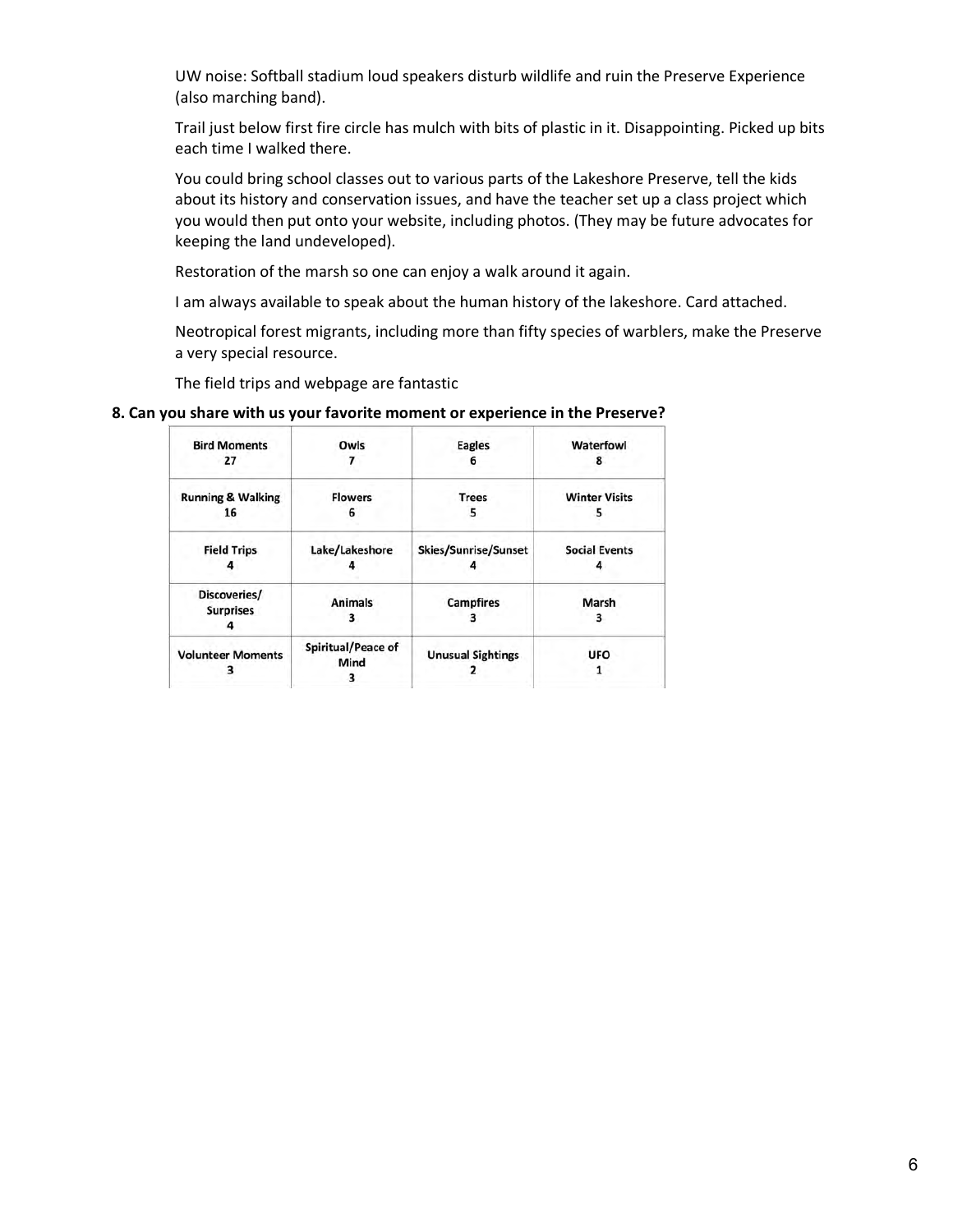UW noise: Softball stadium loud speakers disturb wildlife and ruin the Preserve Experience (also marching band).

Trail just below first fire circle has mulch with bits of plastic in it. Disappointing. Picked up bits each time I walked there.

You could bring school classes out to various parts of the Lakeshore Preserve, tell the kids about its history and conservation issues, and have the teacher set up a class project which you would then put onto your website, including photos. (They may be future advocates for keeping the land undeveloped).

Restoration of the marsh so one can enjoy a walk around it again.

I am always available to speak about the human history of the lakeshore. Card attached.

Neotropical forest migrants, including more than fifty species of warblers, make the Preserve a very special resource.

The field trips and webpage are fantastic

**8. Can you share with us your favorite moment or experience in the Preserve?**

| | | | |
|---|---|---|---|
| **Bird Moments** 27 | **Owls** 7 | **Eagles** 6 | **Waterfowl** 8 |
| **Running & Walking** 16 | **Flowers** 6 | **Trees** 5 | **Winter Visits** 5 |
| **Field Trips** 4 | **Lake/Lakeshore** 4 | **Skies/Sunrise/Sunset** 4 | **Social Events** 4 |
| **Discoveries/ Surprises** 4 | **Animals** 3 | **Campfires** 3 | **Marsh** 3 |
| **Volunteer Moments** 3 | **Spiritual/Peace of Mind** 3 | **Unusual Sightings** 2 | **UFO** 1 |